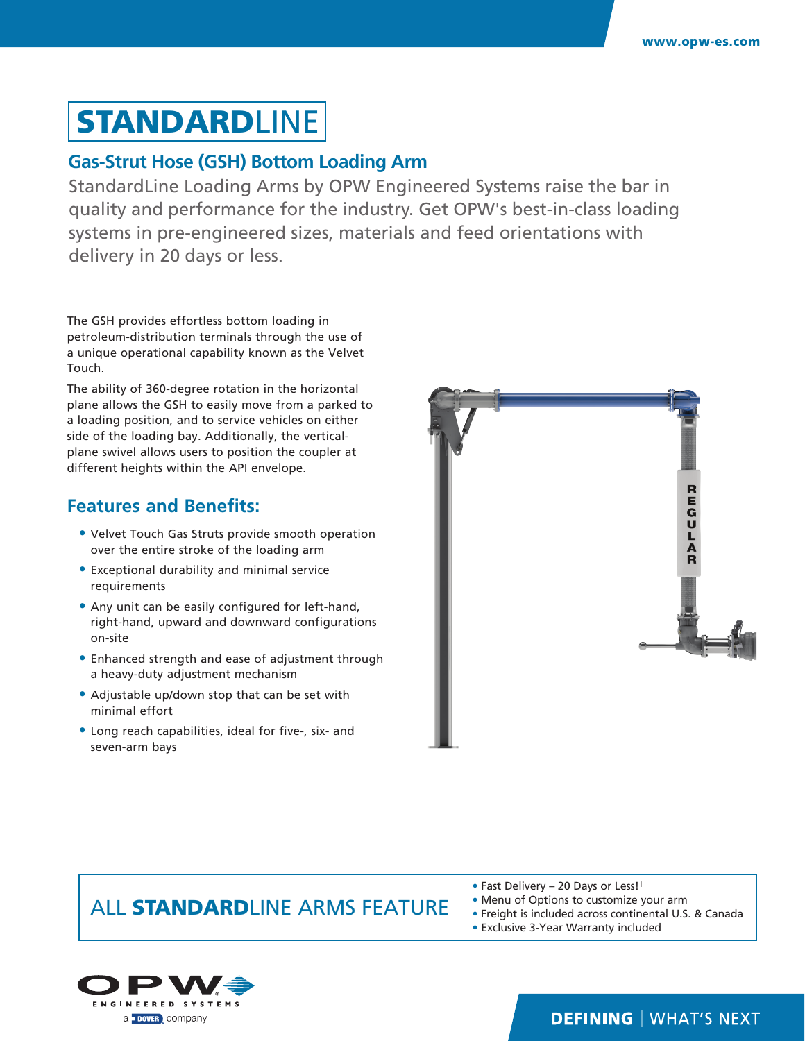# STANDARDLINE

## Gas-Strut Hose (GSH) Bottom Loading Arm

StandardLine Loading Arms by OPW Engineered Systems raise the bar in quality and performance for the industry. Get OPW's best-in-class loading systems in pre-engineered sizes, materials and feed orientations with delivery in 20 days or less.

The GSH provides effortless bottom loading in petroleum-distribution terminals through the use of a unique operational capability known as the Velvet Touch.

The ability of 360-degree rotation in the horizontal plane allows the GSH to easily move from a parked to a loading position, and to service vehicles on either side of the loading bay. Additionally, the vertical-plane swivel allows users to position the coupler at different heights within the API envelope.

## Features and Benefits:

- Velvet Touch Gas Struts provide smooth operation over the entire stroke of the loading arm
- Exceptional durability and minimal service requirements
- Any unit can be easily configured for left-hand, right-hand, upward and downward configurations on-site
- Enhanced strength and ease of adjustment through a heavy-duty adjustment mechanism
- Adjustable up/down stop that can be set with minimal effort
- Long reach capabilities, ideal for five-, six- and seven-arm bays

## ALL STANDARDLINE ARMS FEATURE

- Fast Delivery – 20 Days or Less!†
- Menu of Options to customize your arm
- Freight is included across continental U.S. & Canada
- Exclusive 3-Year Warranty included

OPW ENGINEERED SYSTEMS
a DOVER company

DEFINING | WHAT'S NEXT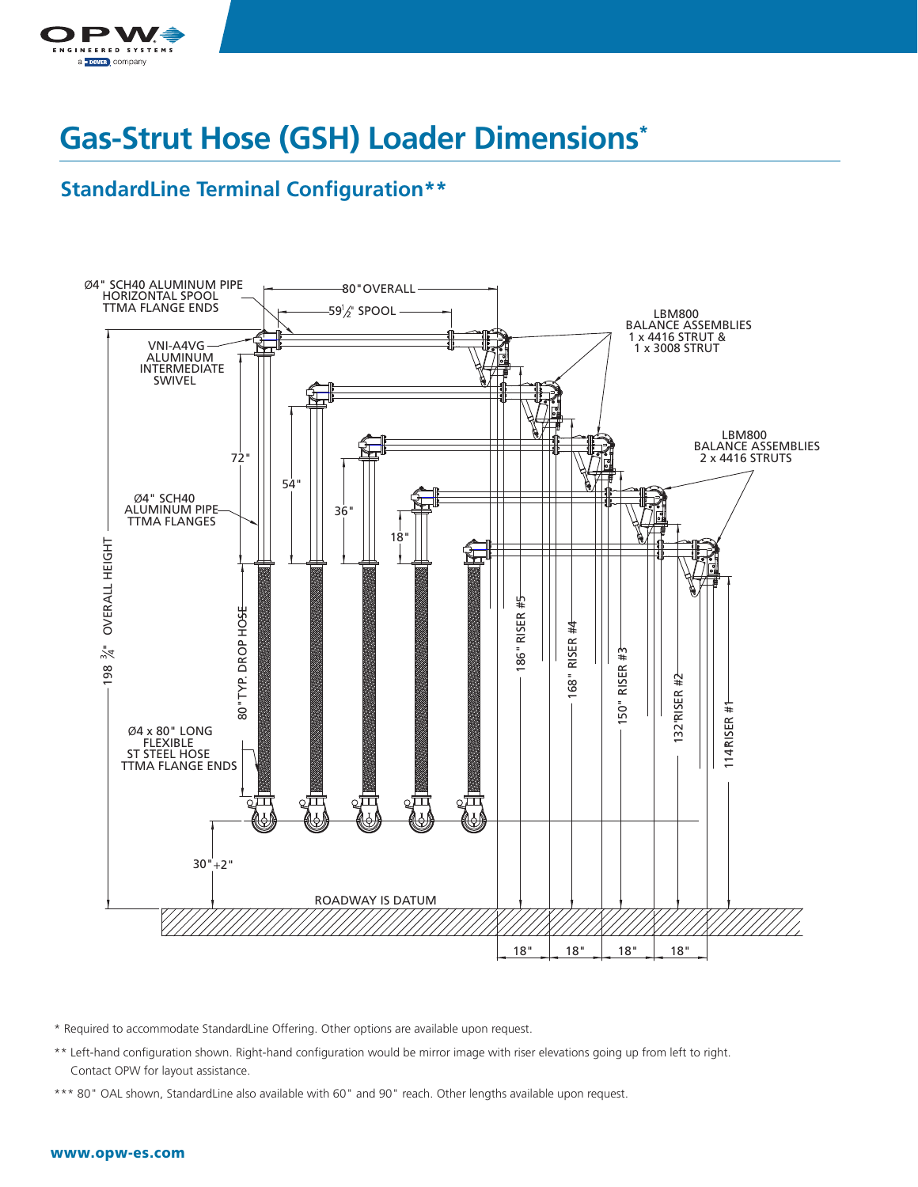# Gas-Strut Hose (GSH) Loader Dimensions*

## StandardLine Terminal Configuration**

Ø4" SCH40 ALUMINUM PIPE HORIZONTAL SPOOL TTMA FLANGE ENDS

80" OVERALL

59½" SPOOL

LBM800 BALANCE ASSEMBLIES 1 x 4416 STRUT & 1 x 3008 STRUT

VNI-A4VG ALUMINUM INTERMEDIATE SWIVEL

LBM800 BALANCE ASSEMBLIES 2 x 4416 STRUTS

72"

54"

36"

18"

Ø4" SCH40 ALUMINUM PIPE TTMA FLANGES

198 ¾" OVERALL HEIGHT

80" TYP. DROP HOSE

186" RISER #5

168" RISER #4

150" RISER #3

132" RISER #2

114 RISER #1

Ø4 x 80" LONG FLEXIBLE ST STEEL HOSE TTMA FLANGE ENDS

30" +2"

ROADWAY IS DATUM

18" 18" 18" 18"

\* Required to accommodate StandardLine Offering. Other options are available upon request.

\*\* Left-hand configuration shown. Right-hand configuration would be mirror image with riser elevations going up from left to right. Contact OPW for layout assistance.

\*\*\* 80" OAL shown, StandardLine also available with 60" and 90" reach. Other lengths available upon request.

www.opw-es.com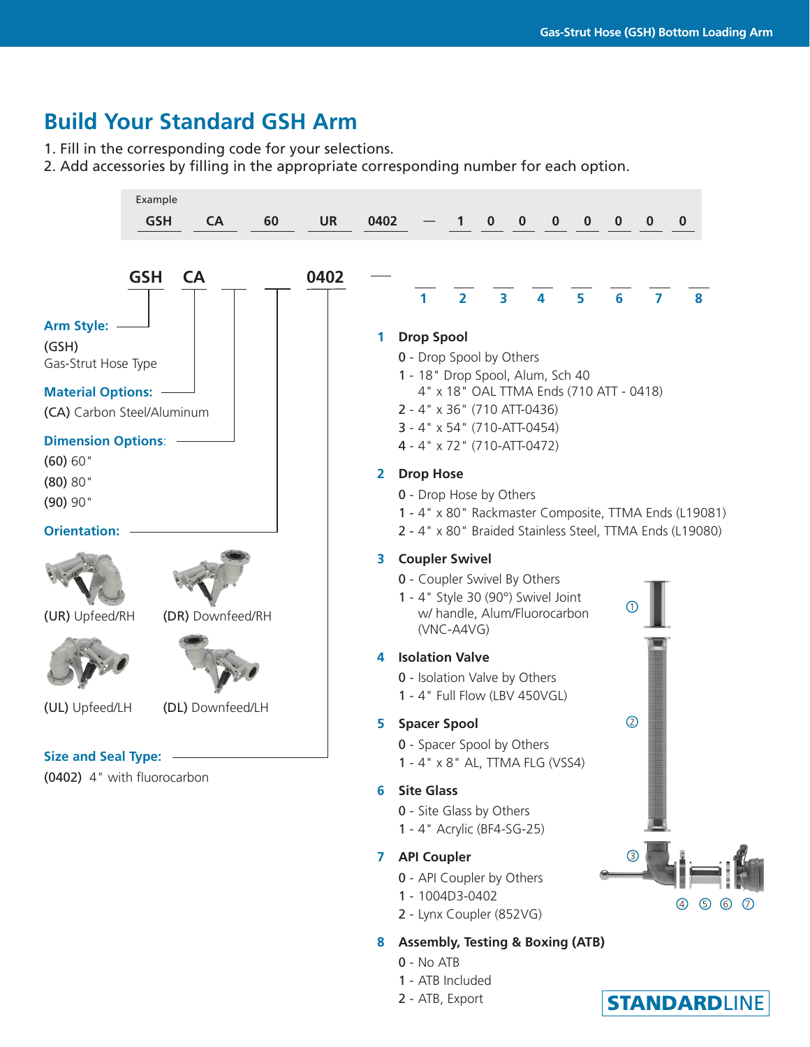# Build Your Standard GSH Arm

1. Fill in the corresponding code for your selections.
2. Add accessories by filling in the appropriate corresponding number for each option.

Example

| GSH | CA | 60 | UR | 0402 | — | 1 | 0 | 0 | 0 | 0 | 0 | 0 | 0 |
|---|---|---|---|---|---|---|---|---|---|---|---|---|---|

| GSH | CA | ___ | ___ | 0402 | — | 1 | 2 | 3 | 4 | 5 | 6 | 7 | 8 |
|---|---|---|---|---|---|---|---|---|---|---|---|---|---|

**Arm Style:**
(GSH)
Gas-Strut Hose Type

**Material Options:**
(CA) Carbon Steel/Aluminum

**Dimension Options:**
(60) 60"
(80) 80"
(90) 90"

**Orientation:**
(UR) Upfeed/RH
(DR) Downfeed/RH
(UL) Upfeed/LH
(DL) Downfeed/LH

**Size and Seal Type:**
(0402) 4" with fluorocarbon

**1 Drop Spool**
- 0 - Drop Spool by Others
- 1 - 18" Drop Spool, Alum, Sch 40
  4" x 18" OAL TTMA Ends (710 ATT - 0418)
- 2 - 4" x 36" (710 ATT-0436)
- 3 - 4" x 54" (710-ATT-0454)
- 4 - 4" x 72" (710-ATT-0472)

**2 Drop Hose**
- 0 - Drop Hose by Others
- 1 - 4" x 80" Rackmaster Composite, TTMA Ends (L19081)
- 2 - 4" x 80" Braided Stainless Steel, TTMA Ends (L19080)

**3 Coupler Swivel**
- 0 - Coupler Swivel By Others
- 1 - 4" Style 30 (90°) Swivel Joint
  w/ handle, Alum/Fluorocarbon
  (VNC-A4VG)

**4 Isolation Valve**
- 0 - Isolation Valve by Others
- 1 - 4" Full Flow (LBV 450VGL)

**5 Spacer Spool**
- 0 - Spacer Spool by Others
- 1 - 4" x 8" AL, TTMA FLG (VSS4)

**6 Site Glass**
- 0 - Site Glass by Others
- 1 - 4" Acrylic (BF4-SG-25)

**7 API Coupler**
- 0 - API Coupler by Others
- 1 - 1004D3-0402
- 2 - Lynx Coupler (852VG)

**8 Assembly, Testing & Boxing (ATB)**
- 0 - No ATB
- 1 - ATB Included
- 2 - ATB, Export

STANDARDLINE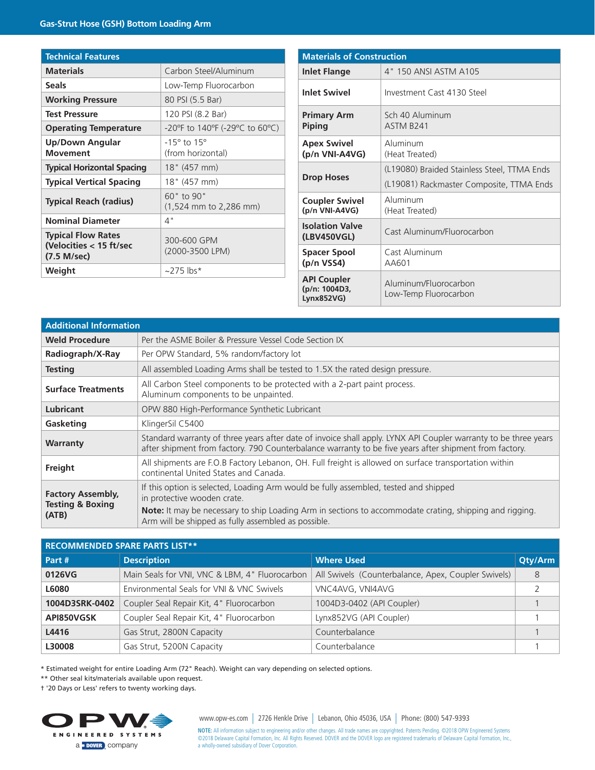# Gas-Strut Hose (GSH) Bottom Loading Arm

| Technical Features | |
|---|---|
| **Materials** | Carbon Steel/Aluminum |
| **Seals** | Low-Temp Fluorocarbon |
| **Working Pressure** | 80 PSI (5.5 Bar) |
| **Test Pressure** | 120 PSI (8.2 Bar) |
| **Operating Temperature** | -20ºF to 140ºF (-29ºC to 60ºC) |
| **Up/Down Angular Movement** | -15º to 15º (from horizontal) |
| **Typical Horizontal Spacing** | 18" (457 mm) |
| **Typical Vertical Spacing** | 18" (457 mm) |
| **Typical Reach (radius)** | 60" to 90" (1,524 mm to 2,286 mm) |
| **Nominal Diameter** | 4" |
| **Typical Flow Rates (Velocities < 15 ft/sec (7.5 M/sec)** | 300-600 GPM (2000-3500 LPM) |
| **Weight** | ~275 lbs* |

| Materials of Construction | |
|---|---|
| **Inlet Flange** | 4" 150 ANSI ASTM A105 |
| **Inlet Swivel** | Investment Cast 4130 Steel |
| **Primary Arm Piping** | Sch 40 Aluminum ASTM B241 |
| **Apex Swivel (p/n VNI-A4VG)** | Aluminum (Heat Treated) |
| **Drop Hoses** | (L19080) Braided Stainless Steel, TTMA Ends<br>(L19081) Rackmaster Composite, TTMA Ends |
| **Coupler Swivel (p/n VNI-A4VG)** | Aluminum (Heat Treated) |
| **Isolation Valve (LBV450VGL)** | Cast Aluminum/Fluorocarbon |
| **Spacer Spool (p/n VSS4)** | Cast Aluminum AA601 |
| **API Coupler (p/n: 1004D3, Lynx852VG)** | Aluminum/Fluorocarbon Low-Temp Fluorocarbon |

| Additional Information | |
|---|---|
| **Weld Procedure** | Per the ASME Boiler & Pressure Vessel Code Section IX |
| **Radiograph/X-Ray** | Per OPW Standard, 5% random/factory lot |
| **Testing** | All assembled Loading Arms shall be tested to 1.5X the rated design pressure. |
| **Surface Treatments** | All Carbon Steel components to be protected with a 2-part paint process. Aluminum components to be unpainted. |
| **Lubricant** | OPW 880 High-Performance Synthetic Lubricant |
| **Gasketing** | KlingerSil C5400 |
| **Warranty** | Standard warranty of three years after date of invoice shall apply. LYNX API Coupler warranty to be three years after shipment from factory. 790 Counterbalance warranty to be five years after shipment from factory. |
| **Freight** | All shipments are F.O.B Factory Lebanon, OH. Full freight is allowed on surface transportation within continental United States and Canada. |
| **Factory Assembly, Testing & Boxing (ATB)** | If this option is selected, Loading Arm would be fully assembled, tested and shipped in protective wooden crate.<br>**Note:** It may be necessary to ship Loading Arm in sections to accommodate crating, shipping and rigging. Arm will be shipped as fully assembled as possible. |

**RECOMMENDED SPARE PARTS LIST****

| Part # | Description | Where Used | Qty/Arm |
|---|---|---|---|
| **0126VG** | Main Seals for VNI, VNC & LBM, 4" Fluorocarbon | All Swivels (Counterbalance, Apex, Coupler Swivels) | 8 |
| **L6080** | Environmental Seals for VNI & VNC Swivels | VNC4AVG, VNI4AVG | 2 |
| **1004D3SRK-0402** | Coupler Seal Repair Kit, 4" Fluorocarbon | 1004D3-0402 (API Coupler) | 1 |
| **API850VGSK** | Coupler Seal Repair Kit, 4" Fluorocarbon | Lynx852VG (API Coupler) | 1 |
| **L4416** | Gas Strut, 2800N Capacity | Counterbalance | 1 |
| **L30008** | Gas Strut, 5200N Capacity | Counterbalance | 1 |

* Estimated weight for entire Loading Arm (72" Reach). Weight can vary depending on selected options.

** Other seal kits/materials available upon request.

† '20 Days or Less' refers to twenty working days.

OPW ENGINEERED SYSTEMS
a DOVER company

www.opw-es.com | 2726 Henkle Drive | Lebanon, Ohio 45036, USA | Phone: (800) 547-9393

NOTE: All information subject to engineering and/or other changes. All trade names are copyrighted. Patents Pending. ©2018 OPW Engineered Systems ©2018 Delaware Capital Formation, Inc. All Rights Reserved. DOVER and the DOVER logo are registered trademarks of Delaware Capital Formation, Inc., a wholly-owned subsidiary of Dover Corporation.